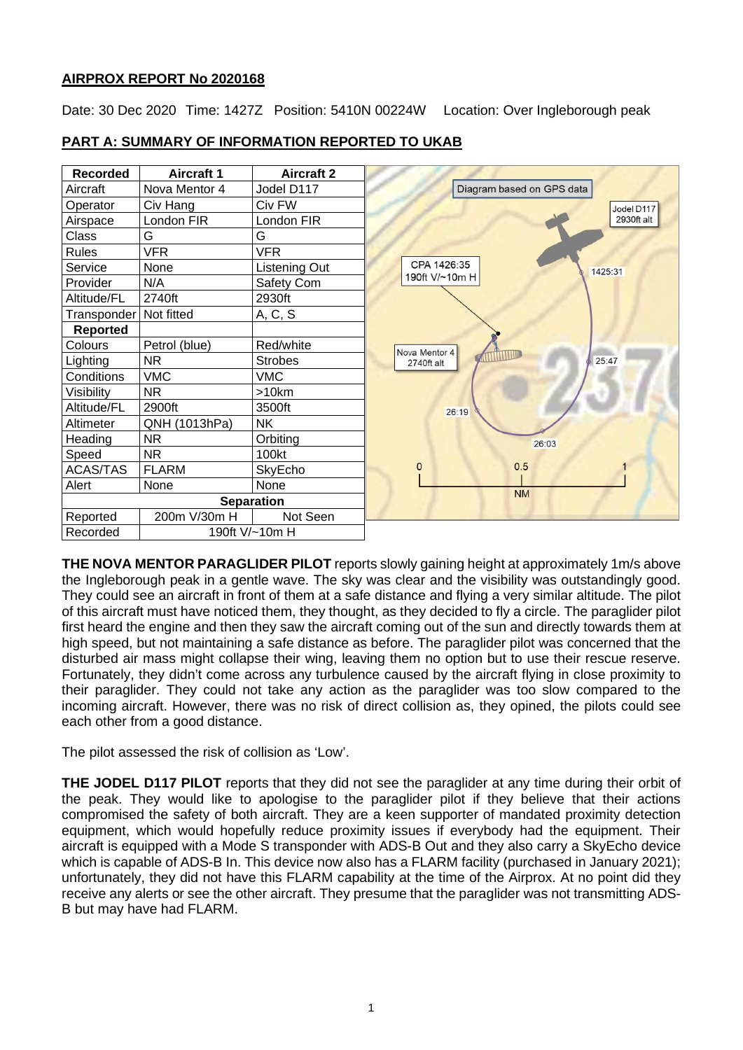## AIRPROX REPORT No 2020168

Date: 30 Dec 2020 Time: 1427Z Position: 5410N 00224W Location: Over Ingleborough peak

## PART A: SUMMARY OF INFORMATION REPORTED TO UKAB

| Recorded | Aircraft 1 | Aircraft 2 |
|---|---|---|
| Aircraft | Nova Mentor 4 | Jodel D117 |
| Operator | Civ Hang | Civ FW |
| Airspace | London FIR | London FIR |
| Class | G | G |
| Rules | VFR | VFR |
| Service | None | Listening Out |
| Provider | N/A | Safety Com |
| Altitude/FL | 2740ft | 2930ft |
| Transponder | Not fitted | A, C, S |
| **Reported** | | |
| Colours | Petrol (blue) | Red/white |
| Lighting | NR | Strobes |
| Conditions | VMC | VMC |
| Visibility | NR | >10km |
| Altitude/FL | 2900ft | 3500ft |
| Altimeter | QNH (1013hPa) | NK |
| Heading | NR | Orbiting |
| Speed | NR | 100kt |
| ACAS/TAS | FLARM | SkyEcho |
| Alert | None | None |
| **Separation** | | |
| Reported | 200m V/30m H | Not Seen |
| Recorded | 190ft V/~10m H | |

Diagram based on GPS data: Jodel D117 2930ft alt; Nova Mentor 4 2740ft alt; CPA 1426:35 190ft V/~10m H; 1425:31; 25:47; 26:03; 26:19; 0 – 0.5 – 1 NM

**THE NOVA MENTOR PARAGLIDER PILOT** reports slowly gaining height at approximately 1m/s above the Ingleborough peak in a gentle wave. The sky was clear and the visibility was outstandingly good. They could see an aircraft in front of them at a safe distance and flying a very similar altitude. The pilot of this aircraft must have noticed them, they thought, as they decided to fly a circle. The paraglider pilot first heard the engine and then they saw the aircraft coming out of the sun and directly towards them at high speed, but not maintaining a safe distance as before. The paraglider pilot was concerned that the disturbed air mass might collapse their wing, leaving them no option but to use their rescue reserve. Fortunately, they didn't come across any turbulence caused by the aircraft flying in close proximity to their paraglider. They could not take any action as the paraglider was too slow compared to the incoming aircraft. However, there was no risk of direct collision as, they opined, the pilots could see each other from a good distance.

The pilot assessed the risk of collision as 'Low'.

**THE JODEL D117 PILOT** reports that they did not see the paraglider at any time during their orbit of the peak. They would like to apologise to the paraglider pilot if they believe that their actions compromised the safety of both aircraft. They are a keen supporter of mandated proximity detection equipment, which would hopefully reduce proximity issues if everybody had the equipment. Their aircraft is equipped with a Mode S transponder with ADS-B Out and they also carry a SkyEcho device which is capable of ADS-B In. This device now also has a FLARM facility (purchased in January 2021); unfortunately, they did not have this FLARM capability at the time of the Airprox. At no point did they receive any alerts or see the other aircraft. They presume that the paraglider was not transmitting ADS-B but may have had FLARM.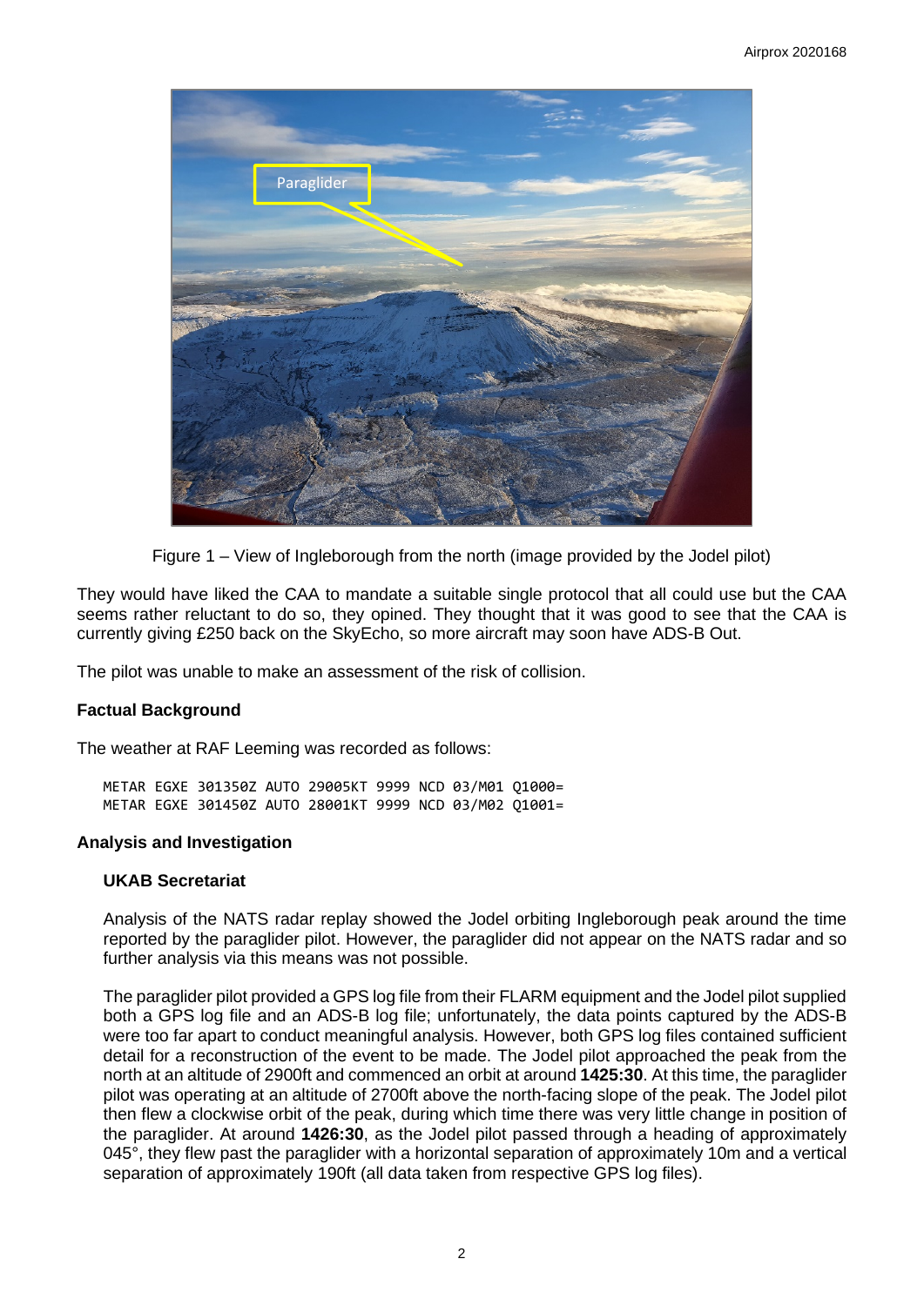Figure 1 – View of Ingleborough from the north (image provided by the Jodel pilot)

They would have liked the CAA to mandate a suitable single protocol that all could use but the CAA seems rather reluctant to do so, they opined. They thought that it was good to see that the CAA is currently giving £250 back on the SkyEcho, so more aircraft may soon have ADS-B Out.

The pilot was unable to make an assessment of the risk of collision.

## Factual Background

The weather at RAF Leeming was recorded as follows:

```
METAR EGXE 301350Z AUTO 29005KT 9999 NCD 03/M01 Q1000=
METAR EGXE 301450Z AUTO 28001KT 9999 NCD 03/M02 Q1001=
```

## Analysis and Investigation

### UKAB Secretariat

Analysis of the NATS radar replay showed the Jodel orbiting Ingleborough peak around the time reported by the paraglider pilot. However, the paraglider did not appear on the NATS radar and so further analysis via this means was not possible.

The paraglider pilot provided a GPS log file from their FLARM equipment and the Jodel pilot supplied both a GPS log file and an ADS-B log file; unfortunately, the data points captured by the ADS-B were too far apart to conduct meaningful analysis. However, both GPS log files contained sufficient detail for a reconstruction of the event to be made. The Jodel pilot approached the peak from the north at an altitude of 2900ft and commenced an orbit at around **1425:30**. At this time, the paraglider pilot was operating at an altitude of 2700ft above the north-facing slope of the peak. The Jodel pilot then flew a clockwise orbit of the peak, during which time there was very little change in position of the paraglider. At around **1426:30**, as the Jodel pilot passed through a heading of approximately 045°, they flew past the paraglider with a horizontal separation of approximately 10m and a vertical separation of approximately 190ft (all data taken from respective GPS log files).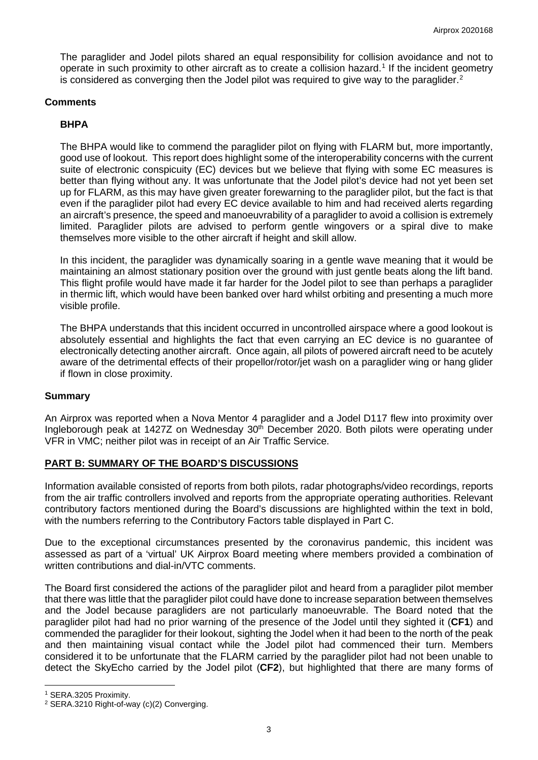The paraglider and Jodel pilots shared an equal responsibility for collision avoidance and not to operate in such proximity to other aircraft as to create a collision hazard.[1] If the incident geometry is considered as converging then the Jodel pilot was required to give way to the paraglider.[2]

### Comments

#### BHPA

The BHPA would like to commend the paraglider pilot on flying with FLARM but, more importantly, good use of lookout. This report does highlight some of the interoperability concerns with the current suite of electronic conspicuity (EC) devices but we believe that flying with some EC measures is better than flying without any. It was unfortunate that the Jodel pilot's device had not yet been set up for FLARM, as this may have given greater forewarning to the paraglider pilot, but the fact is that even if the paraglider pilot had every EC device available to him and had received alerts regarding an aircraft's presence, the speed and manoeuvrability of a paraglider to avoid a collision is extremely limited. Paraglider pilots are advised to perform gentle wingovers or a spiral dive to make themselves more visible to the other aircraft if height and skill allow.

In this incident, the paraglider was dynamically soaring in a gentle wave meaning that it would be maintaining an almost stationary position over the ground with just gentle beats along the lift band. This flight profile would have made it far harder for the Jodel pilot to see than perhaps a paraglider in thermic lift, which would have been banked over hard whilst orbiting and presenting a much more visible profile.

The BHPA understands that this incident occurred in uncontrolled airspace where a good lookout is absolutely essential and highlights the fact that even carrying an EC device is no guarantee of electronically detecting another aircraft. Once again, all pilots of powered aircraft need to be acutely aware of the detrimental effects of their propellor/rotor/jet wash on a paraglider wing or hang glider if flown in close proximity.

### Summary

An Airprox was reported when a Nova Mentor 4 paraglider and a Jodel D117 flew into proximity over Ingleborough peak at 1427Z on Wednesday 30th December 2020. Both pilots were operating under VFR in VMC; neither pilot was in receipt of an Air Traffic Service.

## PART B: SUMMARY OF THE BOARD'S DISCUSSIONS

Information available consisted of reports from both pilots, radar photographs/video recordings, reports from the air traffic controllers involved and reports from the appropriate operating authorities. Relevant contributory factors mentioned during the Board's discussions are highlighted within the text in bold, with the numbers referring to the Contributory Factors table displayed in Part C.

Due to the exceptional circumstances presented by the coronavirus pandemic, this incident was assessed as part of a 'virtual' UK Airprox Board meeting where members provided a combination of written contributions and dial-in/VTC comments.

The Board first considered the actions of the paraglider pilot and heard from a paraglider pilot member that there was little that the paraglider pilot could have done to increase separation between themselves and the Jodel because paragliders are not particularly manoeuvrable. The Board noted that the paraglider pilot had had no prior warning of the presence of the Jodel until they sighted it (**CF1**) and commended the paraglider for their lookout, sighting the Jodel when it had been to the north of the peak and then maintaining visual contact while the Jodel pilot had commenced their turn. Members considered it to be unfortunate that the FLARM carried by the paraglider pilot had not been unable to detect the SkyEcho carried by the Jodel pilot (**CF2**), but highlighted that there are many forms of

[1] SERA.3205 Proximity.

[2] SERA.3210 Right-of-way (c)(2) Converging.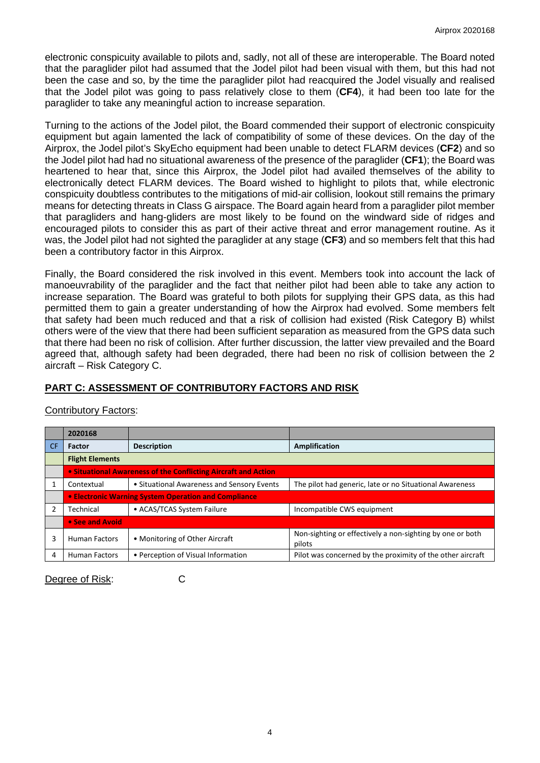electronic conspicuity available to pilots and, sadly, not all of these are interoperable. The Board noted that the paraglider pilot had assumed that the Jodel pilot had been visual with them, but this had not been the case and so, by the time the paraglider pilot had reacquired the Jodel visually and realised that the Jodel pilot was going to pass relatively close to them (**CF4**), it had been too late for the paraglider to take any meaningful action to increase separation.

Turning to the actions of the Jodel pilot, the Board commended their support of electronic conspicuity equipment but again lamented the lack of compatibility of some of these devices. On the day of the Airprox, the Jodel pilot's SkyEcho equipment had been unable to detect FLARM devices (**CF2**) and so the Jodel pilot had had no situational awareness of the presence of the paraglider (**CF1**); the Board was heartened to hear that, since this Airprox, the Jodel pilot had availed themselves of the ability to electronically detect FLARM devices. The Board wished to highlight to pilots that, while electronic conspicuity doubtless contributes to the mitigations of mid-air collision, lookout still remains the primary means for detecting threats in Class G airspace. The Board again heard from a paraglider pilot member that paragliders and hang-gliders are most likely to be found on the windward side of ridges and encouraged pilots to consider this as part of their active threat and error management routine. As it was, the Jodel pilot had not sighted the paraglider at any stage (**CF3**) and so members felt that this had been a contributory factor in this Airprox.

Finally, the Board considered the risk involved in this event. Members took into account the lack of manoeuvrability of the paraglider and the fact that neither pilot had been able to take any action to increase separation. The Board was grateful to both pilots for supplying their GPS data, as this had permitted them to gain a greater understanding of how the Airprox had evolved. Some members felt that safety had been much reduced and that a risk of collision had existed (Risk Category B) whilst others were of the view that there had been sufficient separation as measured from the GPS data such that there had been no risk of collision. After further discussion, the latter view prevailed and the Board agreed that, although safety had been degraded, there had been no risk of collision between the 2 aircraft – Risk Category C.

## PART C: ASSESSMENT OF CONTRIBUTORY FACTORS AND RISK

Contributory Factors:

| | 2020168 | | |
|---|---|---|---|
| CF | Factor | Description | Amplification |
| | **Flight Elements** | | |
| | **• Situational Awareness of the Conflicting Aircraft and Action** | | |
| 1 | Contextual | • Situational Awareness and Sensory Events | The pilot had generic, late or no Situational Awareness |
| | **• Electronic Warning System Operation and Compliance** | | |
| 2 | Technical | • ACAS/TCAS System Failure | Incompatible CWS equipment |
| | **• See and Avoid** | | |
| 3 | Human Factors | • Monitoring of Other Aircraft | Non-sighting or effectively a non-sighting by one or both pilots |
| 4 | Human Factors | • Perception of Visual Information | Pilot was concerned by the proximity of the other aircraft |

Degree of Risk: C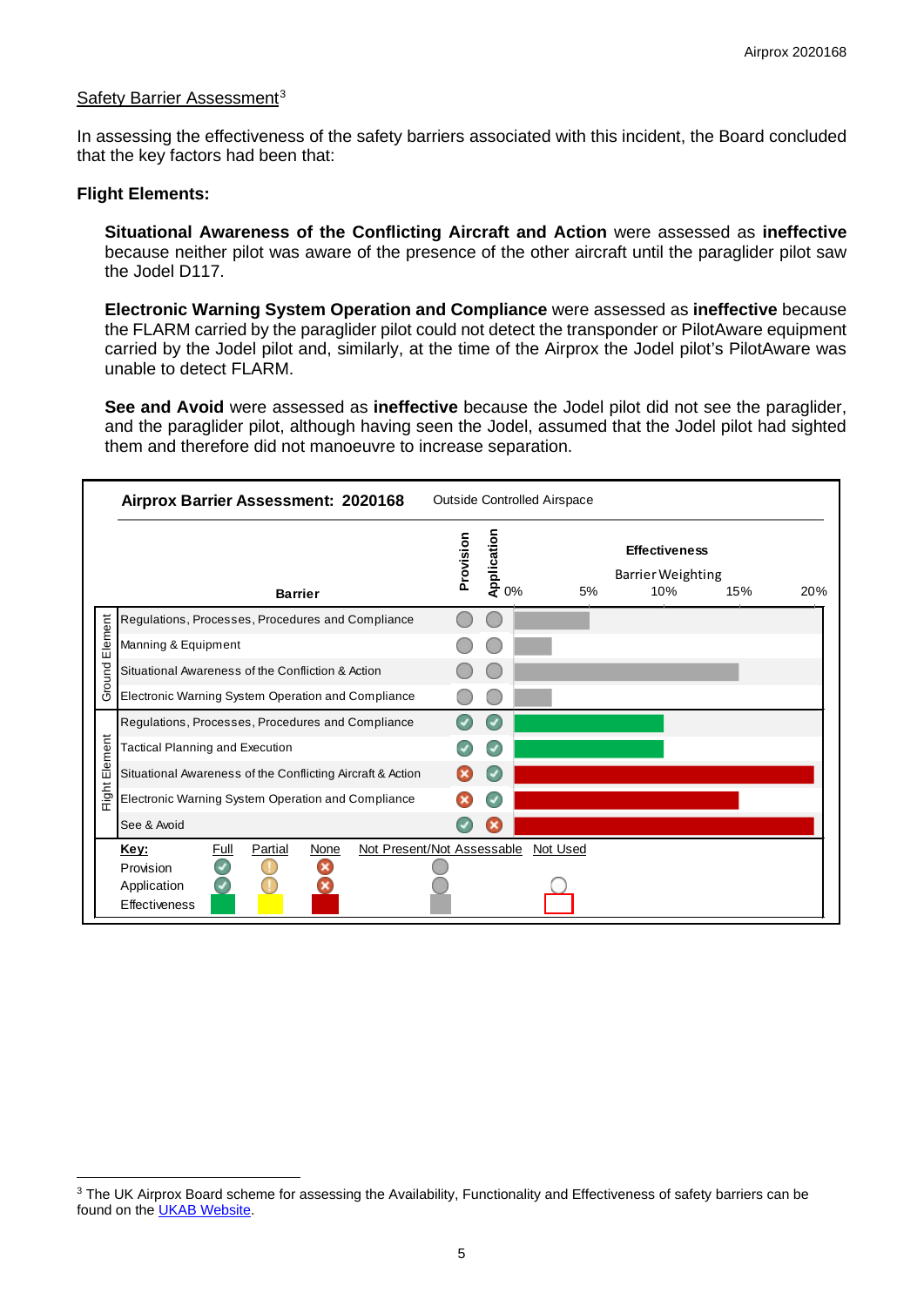Safety Barrier Assessment[3]

In assessing the effectiveness of the safety barriers associated with this incident, the Board concluded that the key factors had been that:

**Flight Elements:**

**Situational Awareness of the Conflicting Aircraft and Action** were assessed as **ineffective** because neither pilot was aware of the presence of the other aircraft until the paraglider pilot saw the Jodel D117.

**Electronic Warning System Operation and Compliance** were assessed as **ineffective** because the FLARM carried by the paraglider pilot could not detect the transponder or PilotAware equipment carried by the Jodel pilot and, similarly, at the time of the Airprox the Jodel pilot's PilotAware was unable to detect FLARM.

**See and Avoid** were assessed as **ineffective** because the Jodel pilot did not see the paraglider, and the paraglider pilot, although having seen the Jodel, assumed that the Jodel pilot had sighted them and therefore did not manoeuvre to increase separation.

**Airprox Barrier Assessment: 2020168**

Outside Controlled Airspace

Barrier

Provision

Application

Effectiveness

Barrier Weighting

0%

5%

10%

15%

20%

Ground Element

Regulations, Processes, Procedures and Compliance

Manning & Equipment

Situational Awareness of the Confliction & Action

Electronic Warning System Operation and Compliance

Flight Element

Regulations, Processes, Procedures and Compliance

Tactical Planning and Execution

Situational Awareness of the Conflicting Aircraft & Action

Electronic Warning System Operation and Compliance

See & Avoid

Key:

Full

Partial

None

Not Present/Not Assessable

Not Used

Provision

Application

Effectiveness

---

[3] The UK Airprox Board scheme for assessing the Availability, Functionality and Effectiveness of safety barriers can be found on the UKAB Website.